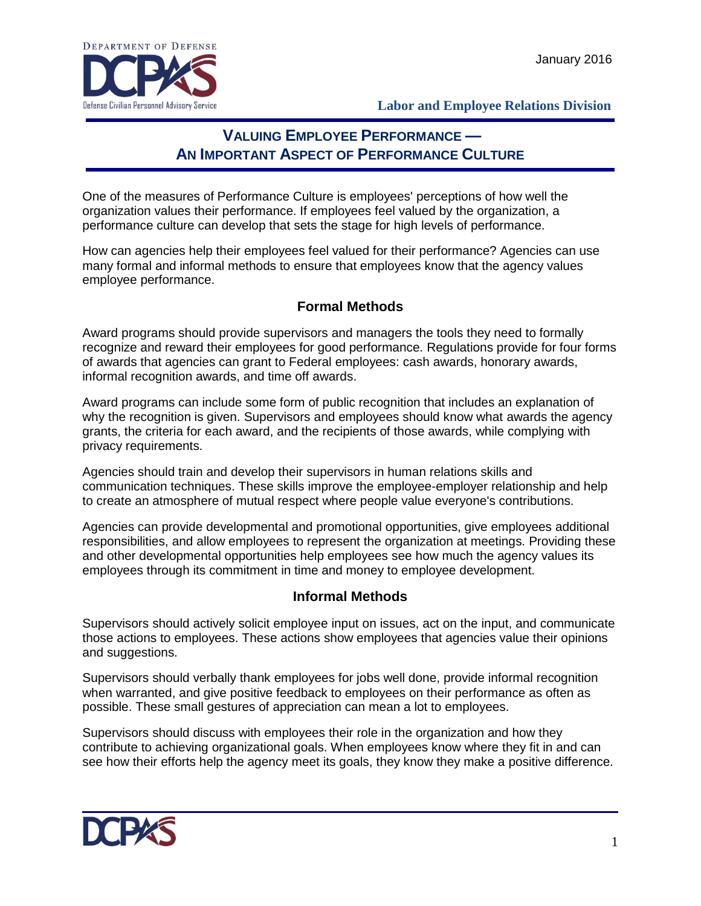January 2016

**Labor and Employee Relations Division**

# VALUING EMPLOYEE PERFORMANCE — AN IMPORTANT ASPECT OF PERFORMANCE CULTURE

One of the measures of Performance Culture is employees' perceptions of how well the organization values their performance. If employees feel valued by the organization, a performance culture can develop that sets the stage for high levels of performance.

How can agencies help their employees feel valued for their performance? Agencies can use many formal and informal methods to ensure that employees know that the agency values employee performance.

## Formal Methods

Award programs should provide supervisors and managers the tools they need to formally recognize and reward their employees for good performance. Regulations provide for four forms of awards that agencies can grant to Federal employees: cash awards, honorary awards, informal recognition awards, and time off awards.

Award programs can include some form of public recognition that includes an explanation of why the recognition is given. Supervisors and employees should know what awards the agency grants, the criteria for each award, and the recipients of those awards, while complying with privacy requirements.

Agencies should train and develop their supervisors in human relations skills and communication techniques. These skills improve the employee-employer relationship and help to create an atmosphere of mutual respect where people value everyone's contributions.

Agencies can provide developmental and promotional opportunities, give employees additional responsibilities, and allow employees to represent the organization at meetings. Providing these and other developmental opportunities help employees see how much the agency values its employees through its commitment in time and money to employee development.

## Informal Methods

Supervisors should actively solicit employee input on issues, act on the input, and communicate those actions to employees. These actions show employees that agencies value their opinions and suggestions.

Supervisors should verbally thank employees for jobs well done, provide informal recognition when warranted, and give positive feedback to employees on their performance as often as possible. These small gestures of appreciation can mean a lot to employees.

Supervisors should discuss with employees their role in the organization and how they contribute to achieving organizational goals. When employees know where they fit in and can see how their efforts help the agency meet its goals, they know they make a positive difference.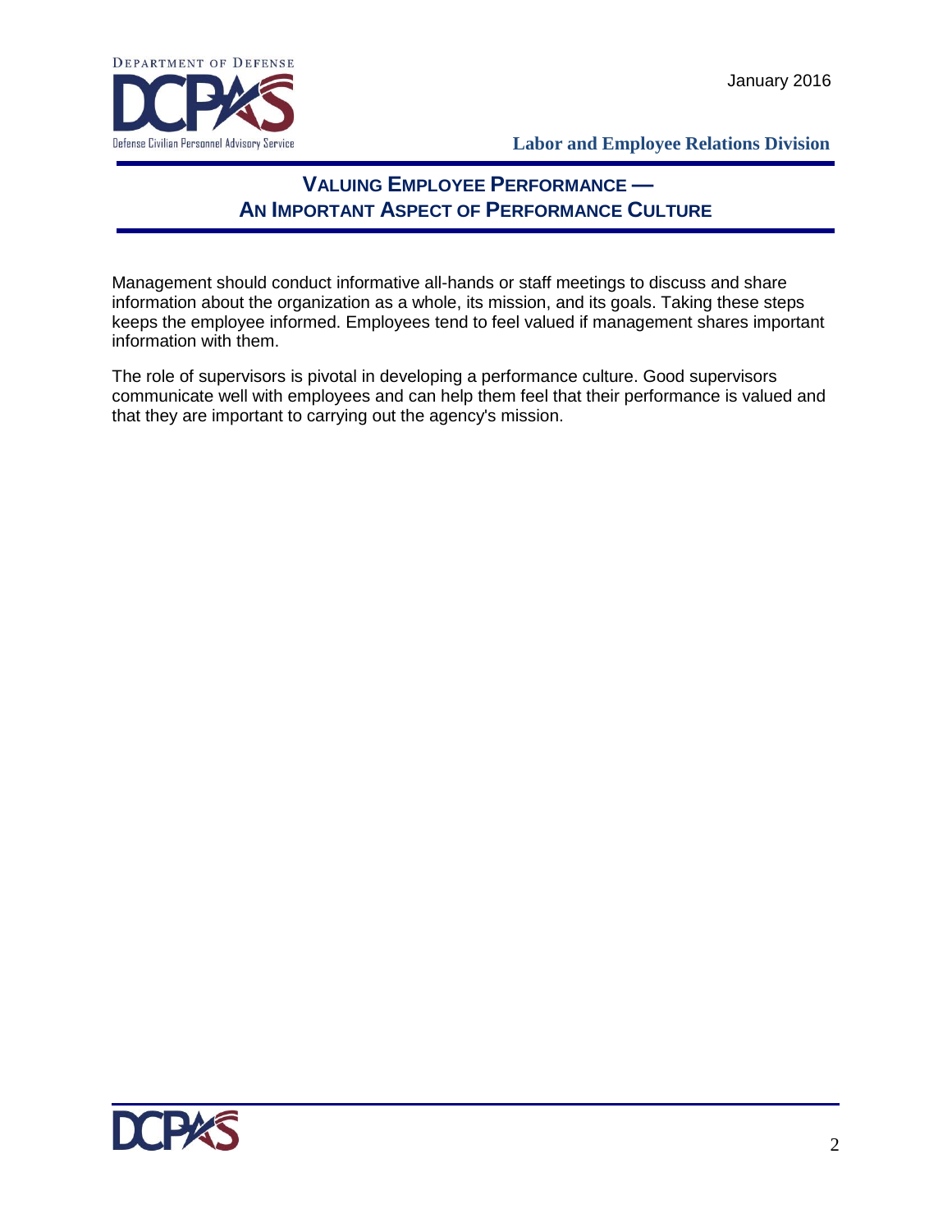## VALUING EMPLOYEE PERFORMANCE — AN IMPORTANT ASPECT OF PERFORMANCE CULTURE

Management should conduct informative all-hands or staff meetings to discuss and share information about the organization as a whole, its mission, and its goals. Taking these steps keeps the employee informed. Employees tend to feel valued if management shares important information with them.

The role of supervisors is pivotal in developing a performance culture. Good supervisors communicate well with employees and can help them feel that their performance is valued and that they are important to carrying out the agency's mission.